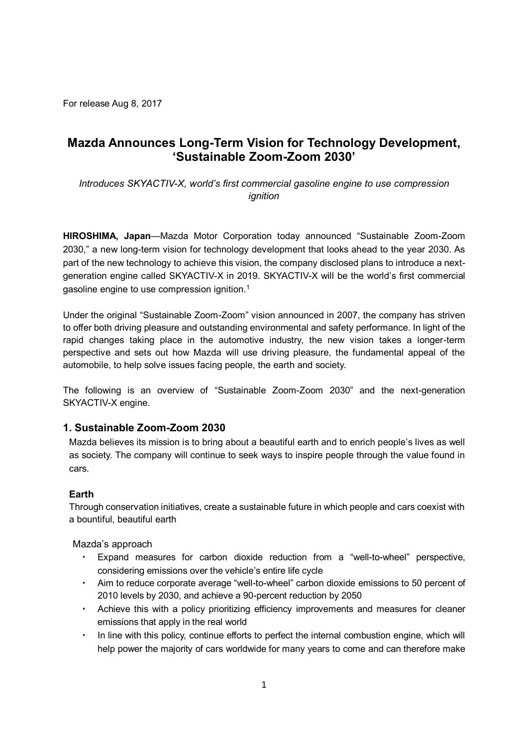For release Aug 8, 2017

# Mazda Announces Long-Term Vision for Technology Development, ‘Sustainable Zoom-Zoom 2030’

*Introduces SKYACTIV-X, world’s first commercial gasoline engine to use compression ignition*

**HIROSHIMA, Japan**—Mazda Motor Corporation today announced “Sustainable Zoom-Zoom 2030,” a new long-term vision for technology development that looks ahead to the year 2030. As part of the new technology to achieve this vision, the company disclosed plans to introduce a next-generation engine called SKYACTIV-X in 2019. SKYACTIV-X will be the world’s first commercial gasoline engine to use compression ignition.[1]

Under the original “Sustainable Zoom-Zoom” vision announced in 2007, the company has striven to offer both driving pleasure and outstanding environmental and safety performance. In light of the rapid changes taking place in the automotive industry, the new vision takes a longer-term perspective and sets out how Mazda will use driving pleasure, the fundamental appeal of the automobile, to help solve issues facing people, the earth and society.

The following is an overview of “Sustainable Zoom-Zoom 2030” and the next-generation SKYACTIV-X engine.

## 1. Sustainable Zoom-Zoom 2030

Mazda believes its mission is to bring about a beautiful earth and to enrich people’s lives as well as society. The company will continue to seek ways to inspire people through the value found in cars.

### Earth

Through conservation initiatives, create a sustainable future in which people and cars coexist with a bountiful, beautiful earth

Mazda’s approach

- Expand measures for carbon dioxide reduction from a “well-to-wheel” perspective, considering emissions over the vehicle’s entire life cycle
- Aim to reduce corporate average “well-to-wheel” carbon dioxide emissions to 50 percent of 2010 levels by 2030, and achieve a 90-percent reduction by 2050
- Achieve this with a policy prioritizing efficiency improvements and measures for cleaner emissions that apply in the real world
- In line with this policy, continue efforts to perfect the internal combustion engine, which will help power the majority of cars worldwide for many years to come and can therefore make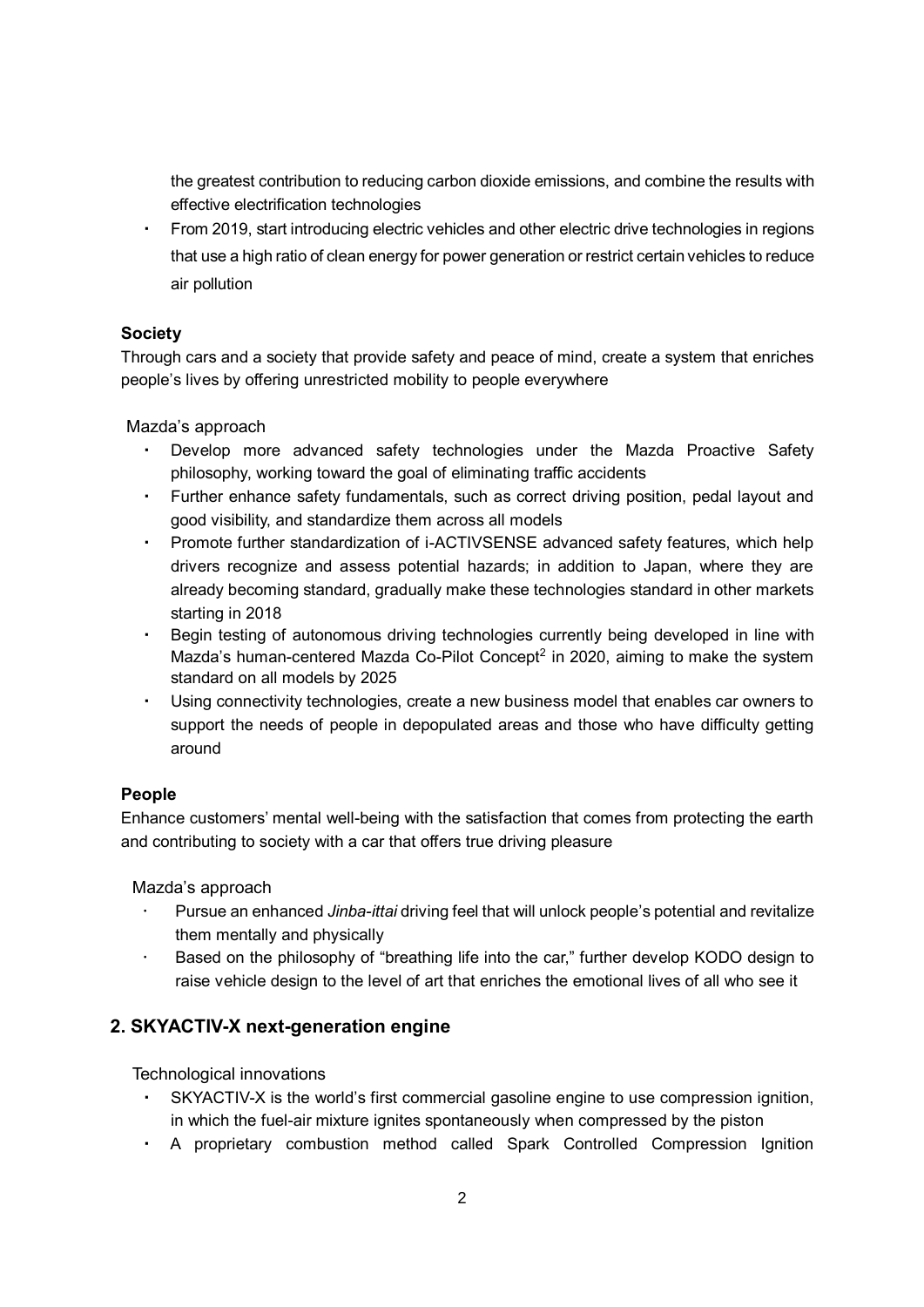- the greatest contribution to reducing carbon dioxide emissions, and combine the results with effective electrification technologies
- From 2019, start introducing electric vehicles and other electric drive technologies in regions that use a high ratio of clean energy for power generation or restrict certain vehicles to reduce air pollution

**Society**

Through cars and a society that provide safety and peace of mind, create a system that enriches people's lives by offering unrestricted mobility to people everywhere

Mazda's approach

- Develop more advanced safety technologies under the Mazda Proactive Safety philosophy, working toward the goal of eliminating traffic accidents
- Further enhance safety fundamentals, such as correct driving position, pedal layout and good visibility, and standardize them across all models
- Promote further standardization of i-ACTIVSENSE advanced safety features, which help drivers recognize and assess potential hazards; in addition to Japan, where they are already becoming standard, gradually make these technologies standard in other markets starting in 2018
- Begin testing of autonomous driving technologies currently being developed in line with Mazda's human-centered Mazda Co-Pilot Concept[2] in 2020, aiming to make the system standard on all models by 2025
- Using connectivity technologies, create a new business model that enables car owners to support the needs of people in depopulated areas and those who have difficulty getting around

**People**

Enhance customers' mental well-being with the satisfaction that comes from protecting the earth and contributing to society with a car that offers true driving pleasure

Mazda's approach

- Pursue an enhanced *Jinba-ittai* driving feel that will unlock people's potential and revitalize them mentally and physically
- Based on the philosophy of "breathing life into the car," further develop KODO design to raise vehicle design to the level of art that enriches the emotional lives of all who see it

## 2. SKYACTIV-X next-generation engine

Technological innovations

- SKYACTIV-X is the world's first commercial gasoline engine to use compression ignition, in which the fuel-air mixture ignites spontaneously when compressed by the piston
- A proprietary combustion method called Spark Controlled Compression Ignition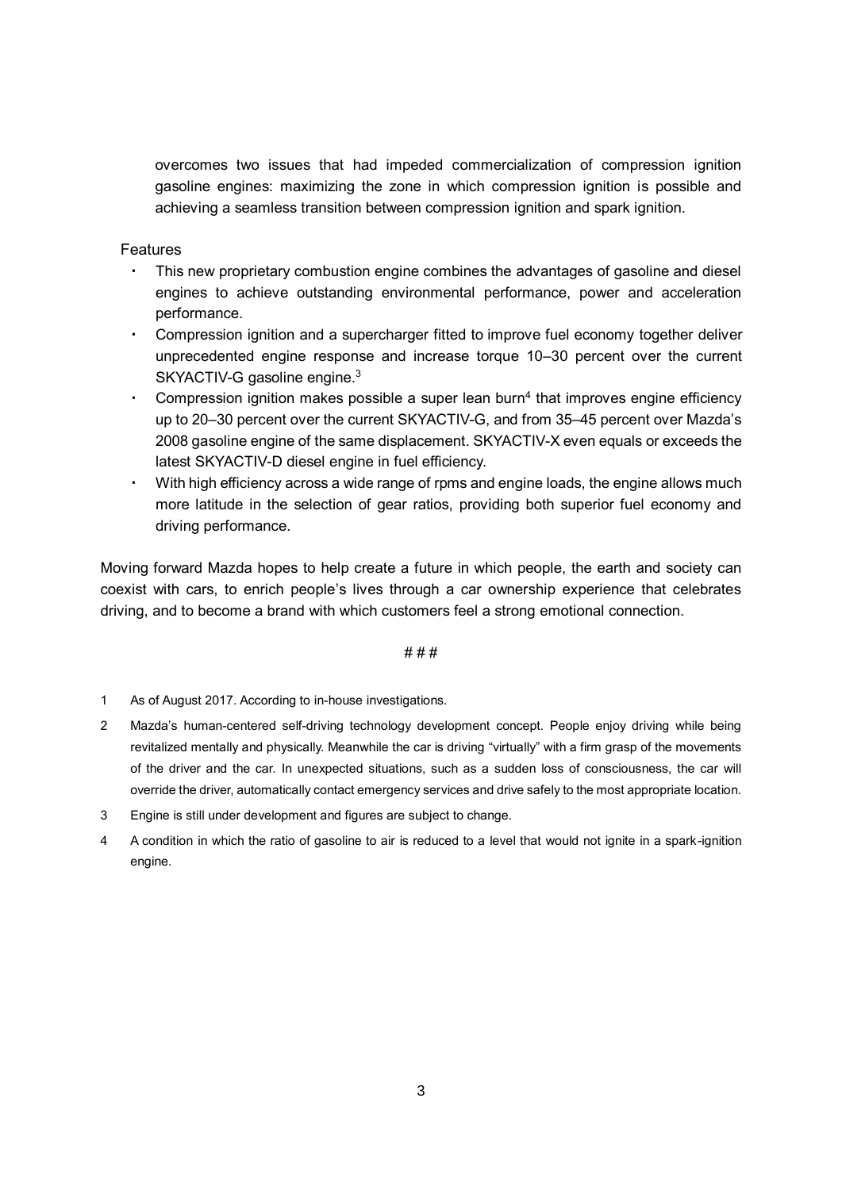overcomes two issues that had impeded commercialization of compression ignition gasoline engines: maximizing the zone in which compression ignition is possible and achieving a seamless transition between compression ignition and spark ignition.

Features

- This new proprietary combustion engine combines the advantages of gasoline and diesel engines to achieve outstanding environmental performance, power and acceleration performance.
- Compression ignition and a supercharger fitted to improve fuel economy together deliver unprecedented engine response and increase torque 10–30 percent over the current SKYACTIV-G gasoline engine.[3]
- Compression ignition makes possible a super lean burn[4] that improves engine efficiency up to 20–30 percent over the current SKYACTIV-G, and from 35–45 percent over Mazda's 2008 gasoline engine of the same displacement. SKYACTIV-X even equals or exceeds the latest SKYACTIV-D diesel engine in fuel efficiency.
- With high efficiency across a wide range of rpms and engine loads, the engine allows much more latitude in the selection of gear ratios, providing both superior fuel economy and driving performance.

Moving forward Mazda hopes to help create a future in which people, the earth and society can coexist with cars, to enrich people's lives through a car ownership experience that celebrates driving, and to become a brand with which customers feel a strong emotional connection.

# # #

1 As of August 2017. According to in-house investigations.

2 Mazda's human-centered self-driving technology development concept. People enjoy driving while being revitalized mentally and physically. Meanwhile the car is driving "virtually" with a firm grasp of the movements of the driver and the car. In unexpected situations, such as a sudden loss of consciousness, the car will override the driver, automatically contact emergency services and drive safely to the most appropriate location.

3 Engine is still under development and figures are subject to change.

4 A condition in which the ratio of gasoline to air is reduced to a level that would not ignite in a spark-ignition engine.